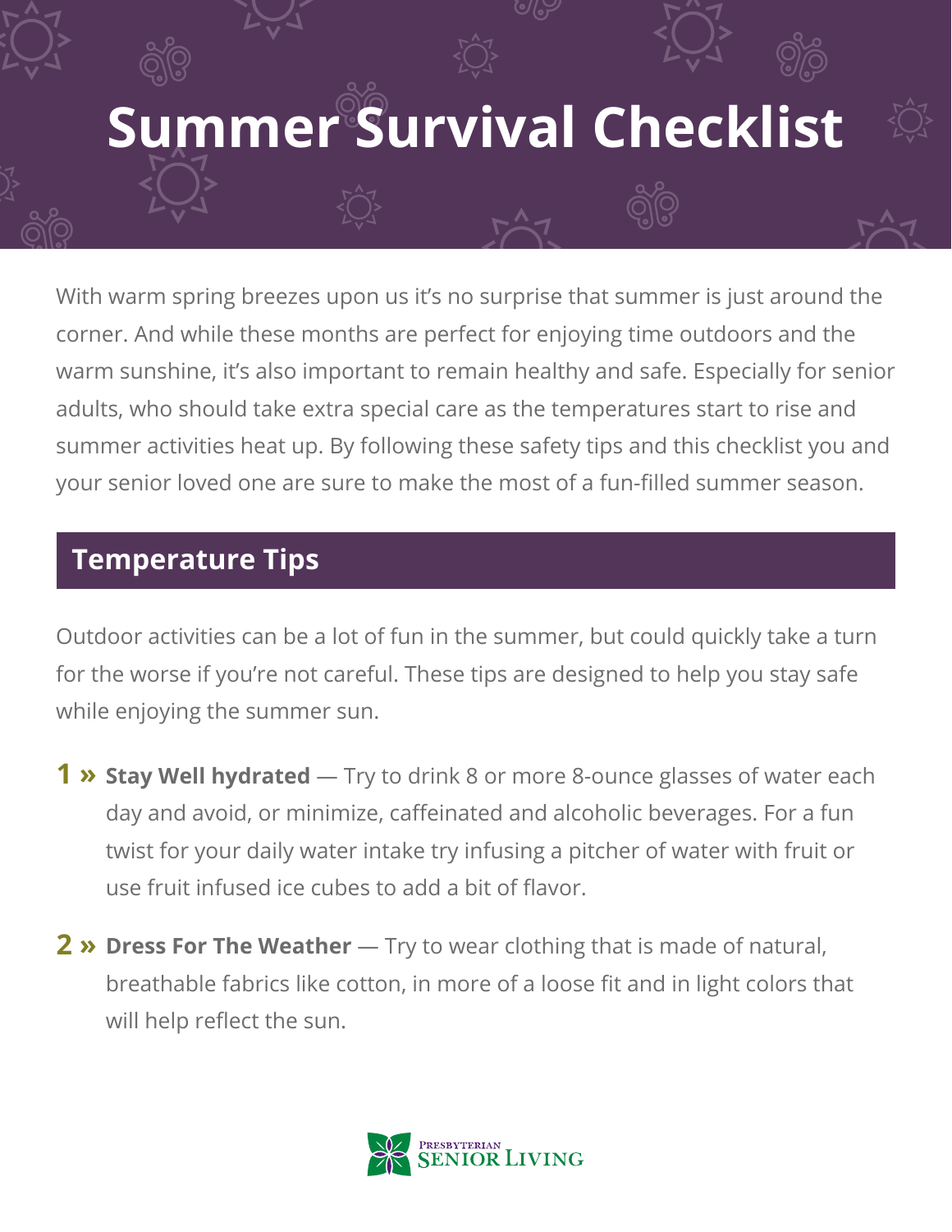# Summer Survival Checklist

With warm spring breezes upon us it's no surprise that summer is just around the corner. And while these months are perfect for enjoying time outdoors and the warm sunshine, it's also important to remain healthy and safe. Especially for senior adults, who should take extra special care as the temperatures start to rise and summer activities heat up. By following these safety tips and this checklist you and your senior loved one are sure to make the most of a fun-filled summer season.

## Temperature Tips

Outdoor activities can be a lot of fun in the summer, but could quickly take a turn for the worse if you're not careful. These tips are designed to help you stay safe while enjoying the summer sun.

1. **Stay Well hydrated** — Try to drink 8 or more 8-ounce glasses of water each day and avoid, or minimize, caffeinated and alcoholic beverages. For a fun twist for your daily water intake try infusing a pitcher of water with fruit or use fruit infused ice cubes to add a bit of flavor.

2. **Dress For The Weather** — Try to wear clothing that is made of natural, breathable fabrics like cotton, in more of a loose fit and in light colors that will help reflect the sun.

Presbyterian Senior Living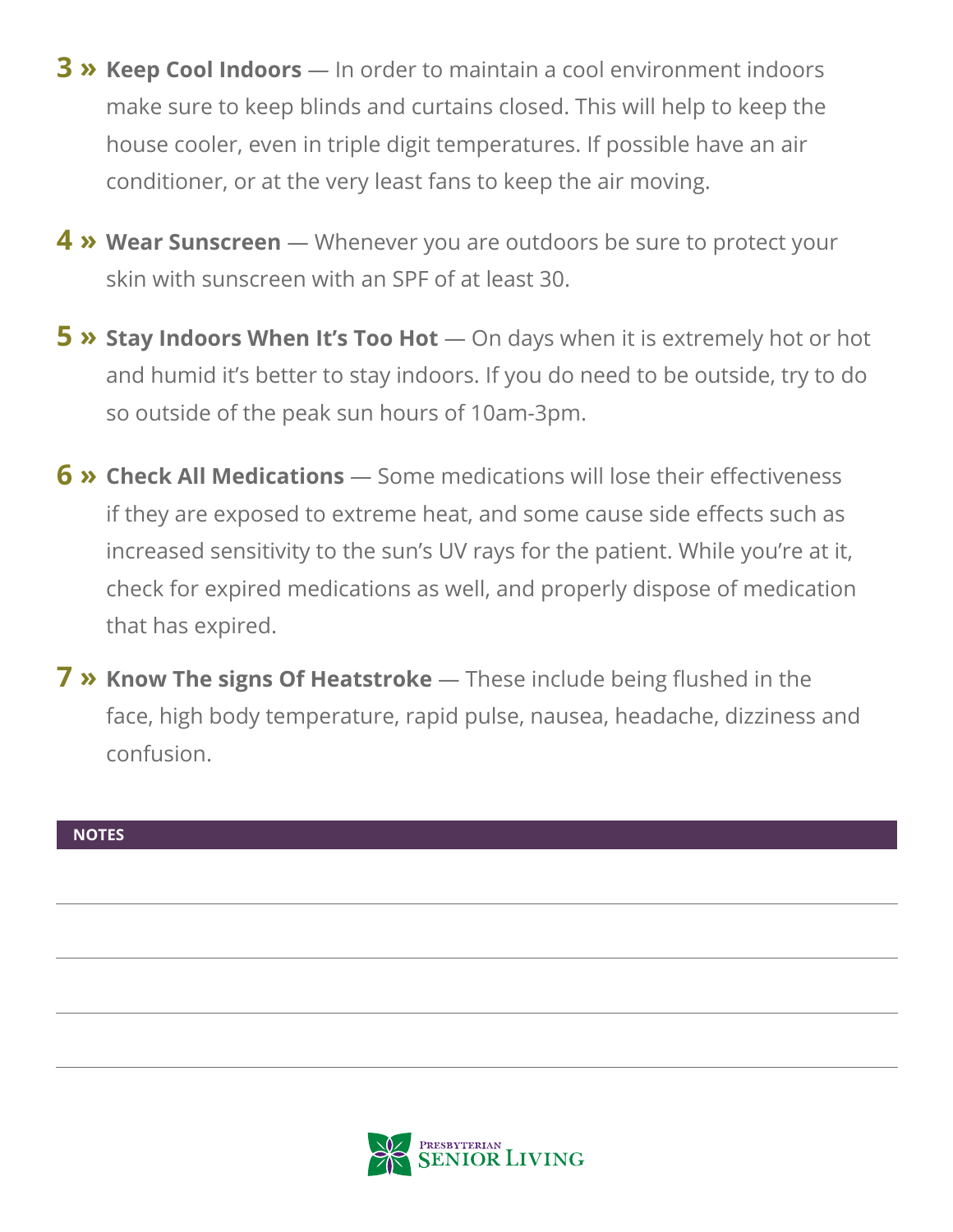3 » **Keep Cool Indoors** — In order to maintain a cool environment indoors make sure to keep blinds and curtains closed. This will help to keep the house cooler, even in triple digit temperatures. If possible have an air conditioner, or at the very least fans to keep the air moving.

4 » **Wear Sunscreen** — Whenever you are outdoors be sure to protect your skin with sunscreen with an SPF of at least 30.

5 » **Stay Indoors When It's Too Hot** — On days when it is extremely hot or hot and humid it's better to stay indoors. If you do need to be outside, try to do so outside of the peak sun hours of 10am-3pm.

6 » **Check All Medications** — Some medications will lose their effectiveness if they are exposed to extreme heat, and some cause side effects such as increased sensitivity to the sun's UV rays for the patient. While you're at it, check for expired medications as well, and properly dispose of medication that has expired.

7 » **Know The signs Of Heatstroke** — These include being flushed in the face, high body temperature, rapid pulse, nausea, headache, dizziness and confusion.

**NOTES**

Presbyterian Senior Living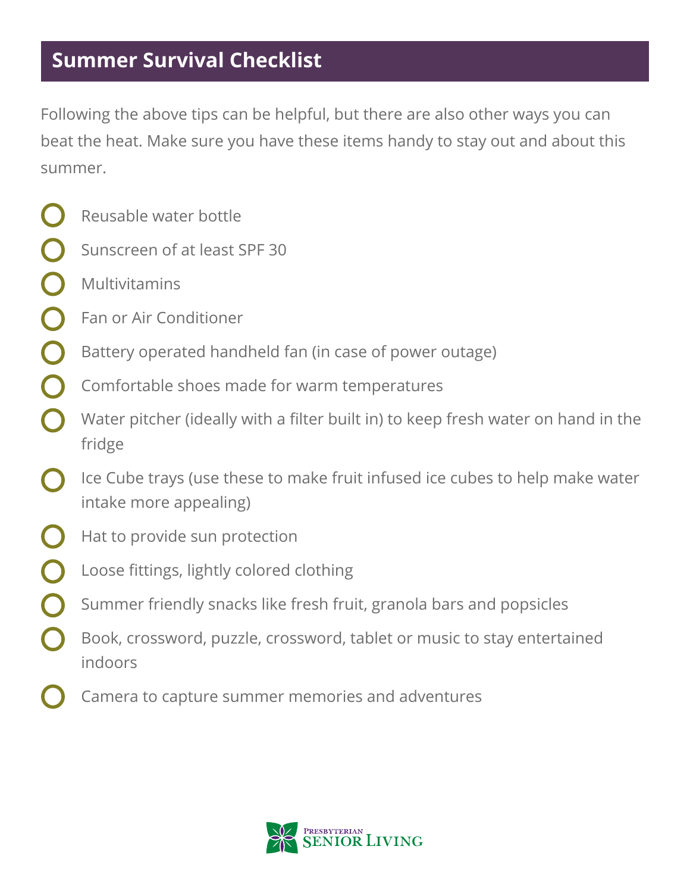## Summer Survival Checklist

Following the above tips can be helpful, but there are also other ways you can beat the heat. Make sure you have these items handy to stay out and about this summer.

- Reusable water bottle
- Sunscreen of at least SPF 30
- Multivitamins
- Fan or Air Conditioner
- Battery operated handheld fan (in case of power outage)
- Comfortable shoes made for warm temperatures
- Water pitcher (ideally with a filter built in) to keep fresh water on hand in the fridge
- Ice Cube trays (use these to make fruit infused ice cubes to help make water intake more appealing)
- Hat to provide sun protection
- Loose fittings, lightly colored clothing
- Summer friendly snacks like fresh fruit, granola bars and popsicles
- Book, crossword, puzzle, crossword, tablet or music to stay entertained indoors
- Camera to capture summer memories and adventures

Presbyterian Senior Living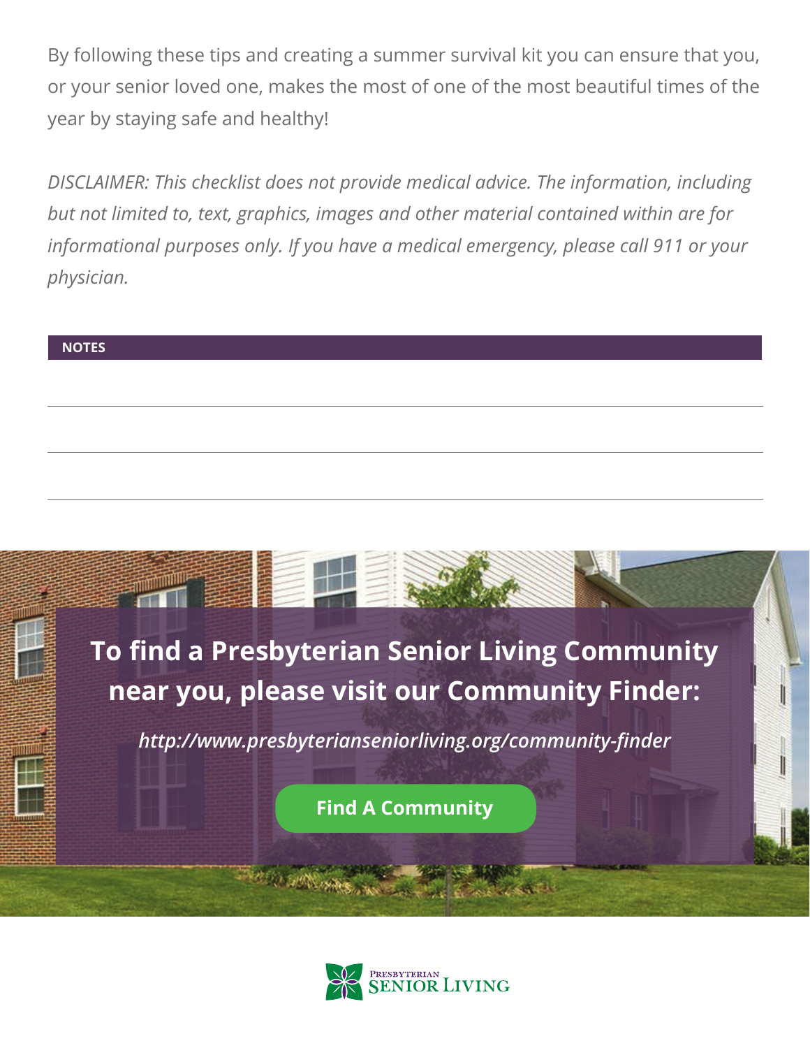By following these tips and creating a summer survival kit you can ensure that you, or your senior loved one, makes the most of one of the most beautiful times of the year by staying safe and healthy!

*DISCLAIMER: This checklist does not provide medical advice. The information, including but not limited to, text, graphics, images and other material contained within are for informational purposes only. If you have a medical emergency, please call 911 or your physician.*

**NOTES**

---

---

---

**To find a Presbyterian Senior Living Community near you, please visit our Community Finder:**

***http://www.presbyterianseniorliving.org/community-finder***

**Find A Community**

PRESBYTERIAN SENIOR LIVING